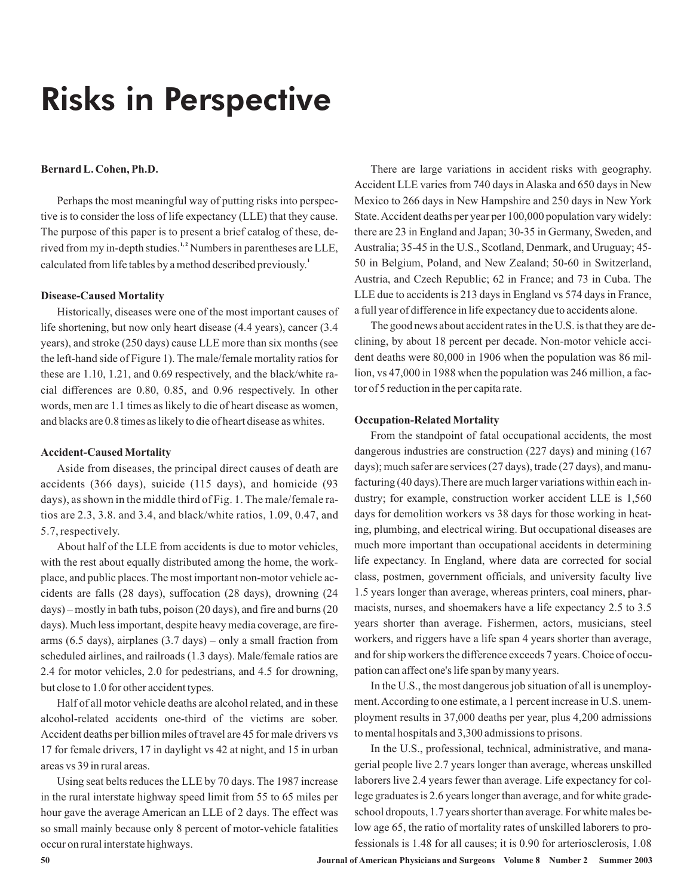# Risks in Perspective

**Bernard L. Cohen, Ph.D.**

Perhaps the most meaningful way of putting risks into perspective is to consider the loss of life expectancy (LLE) that they cause. The purpose of this paper is to present a brief catalog of these, derived from my in-depth studies.[1,2] Numbers in parentheses are LLE, calculated from life tables by a method described previously.[1]

### Disease-Caused Mortality

Historically, diseases were one of the most important causes of life shortening, but now only heart disease (4.4 years), cancer (3.4 years), and stroke (250 days) cause LLE more than six months (see the left-hand side of Figure 1). The male/female mortality ratios for these are 1.10, 1.21, and 0.69 respectively, and the black/white racial differences are 0.80, 0.85, and 0.96 respectively. In other words, men are 1.1 times as likely to die of heart disease as women, and blacks are 0.8 times as likely to die of heart disease as whites.

### Accident-Caused Mortality

Aside from diseases, the principal direct causes of death are accidents (366 days), suicide (115 days), and homicide (93 days), as shown in the middle third of Fig. 1. The male/female ratios are 2.3, 3.8. and 3.4, and black/white ratios, 1.09, 0.47, and 5.7, respectively.

About half of the LLE from accidents is due to motor vehicles, with the rest about equally distributed among the home, the workplace, and public places. The most important non-motor vehicle accidents are falls (28 days), suffocation (28 days), drowning (24 days) – mostly in bath tubs, poison (20 days), and fire and burns (20 days). Much less important, despite heavy media coverage, are firearms (6.5 days), airplanes (3.7 days) – only a small fraction from scheduled airlines, and railroads (1.3 days). Male/female ratios are 2.4 for motor vehicles, 2.0 for pedestrians, and 4.5 for drowning, but close to 1.0 for other accident types.

Half of all motor vehicle deaths are alcohol related, and in these alcohol-related accidents one-third of the victims are sober. Accident deaths per billion miles of travel are 45 for male drivers vs 17 for female drivers, 17 in daylight vs 42 at night, and 15 in urban areas vs 39 in rural areas.

Using seat belts reduces the LLE by 70 days. The 1987 increase in the rural interstate highway speed limit from 55 to 65 miles per hour gave the average American an LLE of 2 days. The effect was so small mainly because only 8 percent of motor-vehicle fatalities occur on rural interstate highways.

There are large variations in accident risks with geography. Accident LLE varies from 740 days in Alaska and 650 days in New Mexico to 266 days in New Hampshire and 250 days in New York State. Accident deaths per year per 100,000 population vary widely: there are 23 in England and Japan; 30-35 in Germany, Sweden, and Australia; 35-45 in the U.S., Scotland, Denmark, and Uruguay; 45-50 in Belgium, Poland, and New Zealand; 50-60 in Switzerland, Austria, and Czech Republic; 62 in France; and 73 in Cuba. The LLE due to accidents is 213 days in England vs 574 days in France, a full year of difference in life expectancy due to accidents alone.

The good news about accident rates in the U.S. is that they are declining, by about 18 percent per decade. Non-motor vehicle accident deaths were 80,000 in 1906 when the population was 86 million, vs 47,000 in 1988 when the population was 246 million, a factor of 5 reduction in the per capita rate.

### Occupation-Related Mortality

From the standpoint of fatal occupational accidents, the most dangerous industries are construction (227 days) and mining (167 days); much safer are services (27 days), trade (27 days), and manufacturing (40 days).There are much larger variations within each industry; for example, construction worker accident LLE is 1,560 days for demolition workers vs 38 days for those working in heating, plumbing, and electrical wiring. But occupational diseases are much more important than occupational accidents in determining life expectancy. In England, where data are corrected for social class, postmen, government officials, and university faculty live 1.5 years longer than average, whereas printers, coal miners, pharmacists, nurses, and shoemakers have a life expectancy 2.5 to 3.5 years shorter than average. Fishermen, actors, musicians, steel workers, and riggers have a life span 4 years shorter than average, and for ship workers the difference exceeds 7 years. Choice of occupation can affect one's life span by many years.

In the U.S., the most dangerous job situation of all is unemployment. According to one estimate, a 1 percent increase in U.S. unemployment results in 37,000 deaths per year, plus 4,200 admissions to mental hospitals and 3,300 admissions to prisons.

In the U.S., professional, technical, administrative, and managerial people live 2.7 years longer than average, whereas unskilled laborers live 2.4 years fewer than average. Life expectancy for college graduates is 2.6 years longer than average, and for white grade-school dropouts, 1.7 years shorter than average. For white males below age 65, the ratio of mortality rates of unskilled laborers to professionals is 1.48 for all causes; it is 0.90 for arteriosclerosis, 1.08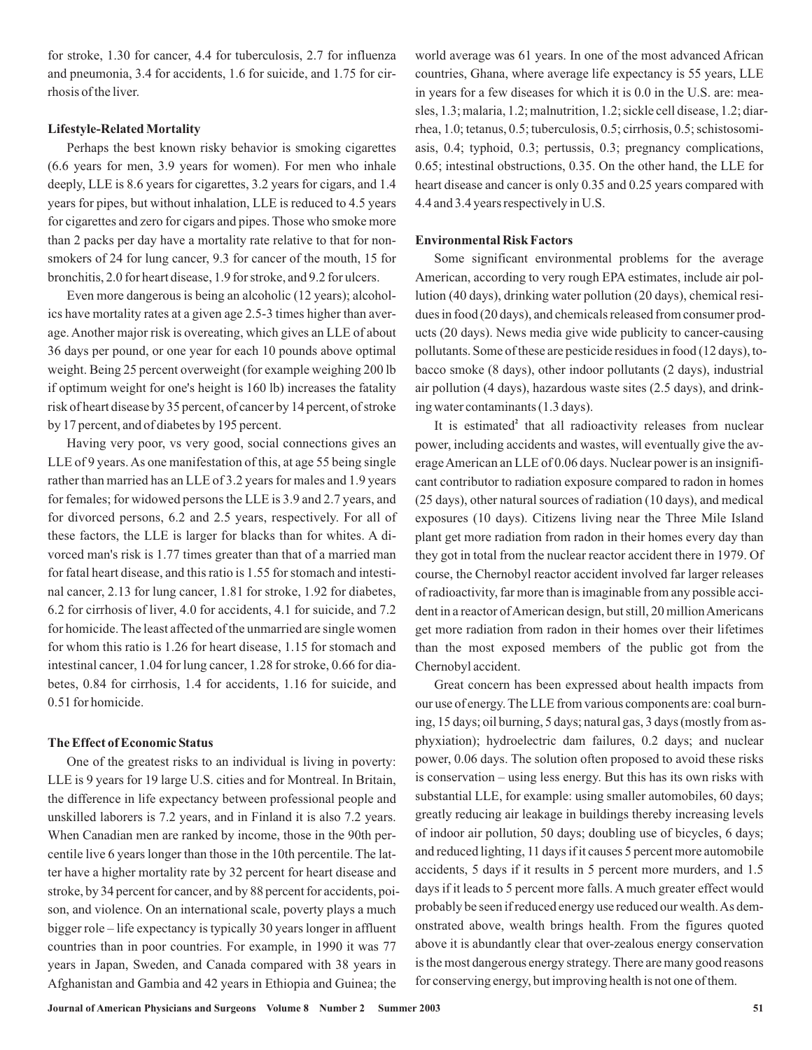for stroke, 1.30 for cancer, 4.4 for tuberculosis, 2.7 for influenza and pneumonia, 3.4 for accidents, 1.6 for suicide, and 1.75 for cirrhosis of the liver.

### Lifestyle-Related Mortality

Perhaps the best known risky behavior is smoking cigarettes (6.6 years for men, 3.9 years for women). For men who inhale deeply, LLE is 8.6 years for cigarettes, 3.2 years for cigars, and 1.4 years for pipes, but without inhalation, LLE is reduced to 4.5 years for cigarettes and zero for cigars and pipes. Those who smoke more than 2 packs per day have a mortality rate relative to that for nonsmokers of 24 for lung cancer, 9.3 for cancer of the mouth, 15 for bronchitis, 2.0 for heart disease, 1.9 for stroke, and 9.2 for ulcers.

Even more dangerous is being an alcoholic (12 years); alcoholics have mortality rates at a given age 2.5-3 times higher than average. Another major risk is overeating, which gives an LLE of about 36 days per pound, or one year for each 10 pounds above optimal weight. Being 25 percent overweight (for example weighing 200 lb if optimum weight for one's height is 160 lb) increases the fatality risk of heart disease by 35 percent, of cancer by 14 percent, of stroke by 17 percent, and of diabetes by 195 percent.

Having very poor, vs very good, social connections gives an LLE of 9 years. As one manifestation of this, at age 55 being single rather than married has an LLE of 3.2 years for males and 1.9 years for females; for widowed persons the LLE is 3.9 and 2.7 years, and for divorced persons, 6.2 and 2.5 years, respectively. For all of these factors, the LLE is larger for blacks than for whites. A divorced man's risk is 1.77 times greater than that of a married man for fatal heart disease, and this ratio is 1.55 for stomach and intestinal cancer, 2.13 for lung cancer, 1.81 for stroke, 1.92 for diabetes, 6.2 for cirrhosis of liver, 4.0 for accidents, 4.1 for suicide, and 7.2 for homicide. The least affected of the unmarried are single women for whom this ratio is 1.26 for heart disease, 1.15 for stomach and intestinal cancer, 1.04 for lung cancer, 1.28 for stroke, 0.66 for diabetes, 0.84 for cirrhosis, 1.4 for accidents, 1.16 for suicide, and 0.51 for homicide.

### The Effect of Economic Status

One of the greatest risks to an individual is living in poverty: LLE is 9 years for 19 large U.S. cities and for Montreal. In Britain, the difference in life expectancy between professional people and unskilled laborers is 7.2 years, and in Finland it is also 7.2 years. When Canadian men are ranked by income, those in the 90th percentile live 6 years longer than those in the 10th percentile. The latter have a higher mortality rate by 32 percent for heart disease and stroke, by 34 percent for cancer, and by 88 percent for accidents, poison, and violence. On an international scale, poverty plays a much bigger role – life expectancy is typically 30 years longer in affluent countries than in poor countries. For example, in 1990 it was 77 years in Japan, Sweden, and Canada compared with 38 years in Afghanistan and Gambia and 42 years in Ethiopia and Guinea; the world average was 61 years. In one of the most advanced African countries, Ghana, where average life expectancy is 55 years, LLE in years for a few diseases for which it is 0.0 in the U.S. are: measles, 1.3; malaria, 1.2; malnutrition, 1.2; sickle cell disease, 1.2; diarrhea, 1.0; tetanus, 0.5; tuberculosis, 0.5; cirrhosis, 0.5; schistosomiasis, 0.4; typhoid, 0.3; pertussis, 0.3; pregnancy complications, 0.65; intestinal obstructions, 0.35. On the other hand, the LLE for heart disease and cancer is only 0.35 and 0.25 years compared with 4.4 and 3.4 years respectively in U.S.

### Environmental Risk Factors

Some significant environmental problems for the average American, according to very rough EPA estimates, include air pollution (40 days), drinking water pollution (20 days), chemical residues in food (20 days), and chemicals released from consumer products (20 days). News media give wide publicity to cancer-causing pollutants. Some of these are pesticide residues in food (12 days), tobacco smoke (8 days), other indoor pollutants (2 days), industrial air pollution (4 days), hazardous waste sites (2.5 days), and drinking water contaminants (1.3 days).

It is estimated[2] that all radioactivity releases from nuclear power, including accidents and wastes, will eventually give the average American an LLE of 0.06 days. Nuclear power is an insignificant contributor to radiation exposure compared to radon in homes (25 days), other natural sources of radiation (10 days), and medical exposures (10 days). Citizens living near the Three Mile Island plant get more radiation from radon in their homes every day than they got in total from the nuclear reactor accident there in 1979. Of course, the Chernobyl reactor accident involved far larger releases of radioactivity, far more than is imaginable from any possible accident in a reactor of American design, but still, 20 million Americans get more radiation from radon in their homes over their lifetimes than the most exposed members of the public got from the Chernobyl accident.

Great concern has been expressed about health impacts from our use of energy. The LLE from various components are: coal burning, 15 days; oil burning, 5 days; natural gas, 3 days (mostly from asphyxiation); hydroelectric dam failures, 0.2 days; and nuclear power, 0.06 days. The solution often proposed to avoid these risks is conservation – using less energy. But this has its own risks with substantial LLE, for example: using smaller automobiles, 60 days; greatly reducing air leakage in buildings thereby increasing levels of indoor air pollution, 50 days; doubling use of bicycles, 6 days; and reduced lighting, 11 days if it causes 5 percent more automobile accidents, 5 days if it results in 5 percent more murders, and 1.5 days if it leads to 5 percent more falls. A much greater effect would probably be seen if reduced energy use reduced our wealth. As demonstrated above, wealth brings health. From the figures quoted above it is abundantly clear that over-zealous energy conservation is the most dangerous energy strategy. There are many good reasons for conserving energy, but improving health is not one of them.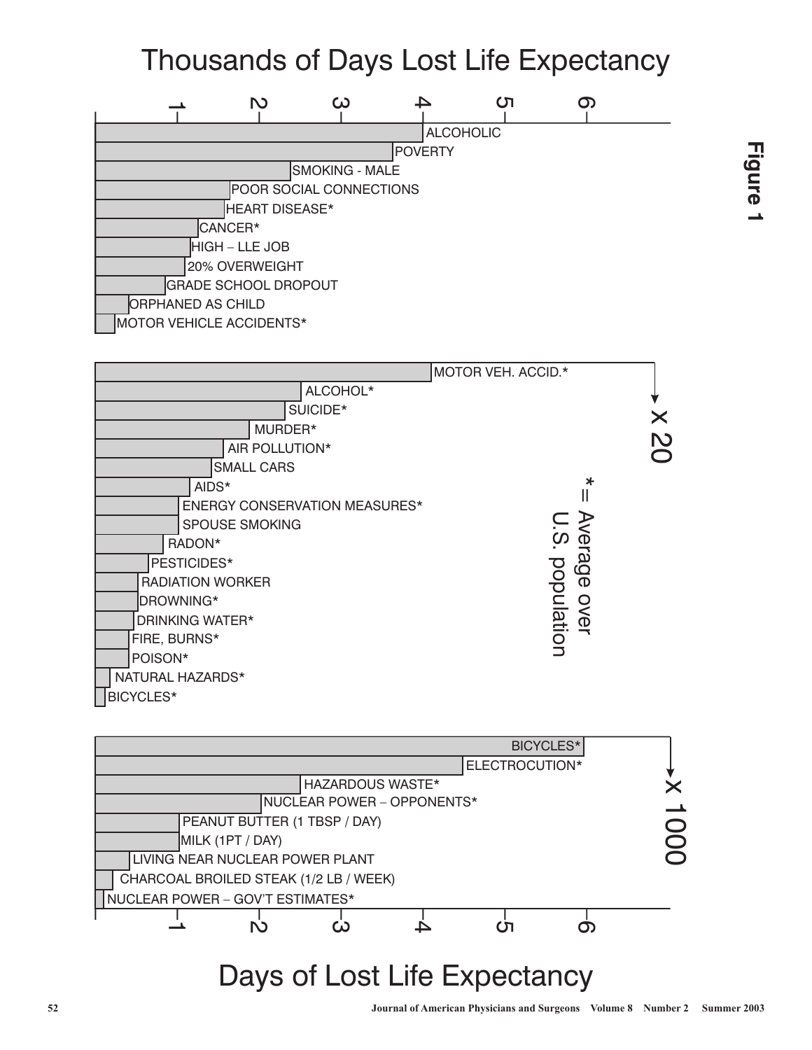# Figure 1

## Thousands of Days Lost Life Expectancy

| Category | Thousands of Days Lost Life Expectancy (approx.) |
| --- | --- |
| ALCOHOLIC | 4 |
| POVERTY | 3.6 |
| SMOKING - MALE | 2.4 |
| POOR SOCIAL CONNECTIONS | 1.6 |
| HEART DISEASE* | 1.6 |
| CANCER* | 1.2 |
| HIGH – LLE JOB | 1.2 |
| 20% OVERWEIGHT | 1.1 |
| GRADE SCHOOL DROPOUT | 0.85 |
| ORPHANED AS CHILD | 0.4 |
| MOTOR VEHICLE ACCIDENTS* | 0.25 |

x 20

- MOTOR VEH. ACCID.*
- ALCOHOL*
- SUICIDE*
- MURDER*
- AIR POLLUTION*
- SMALL CARS
- AIDS*
- ENERGY CONSERVATION MEASURES*
- SPOUSE SMOKING
- RADON*
- PESTICIDES*
- RADIATION WORKER
- DROWNING*
- DRINKING WATER*
- FIRE, BURNS*
- POISON*
- NATURAL HAZARDS*
- BICYCLES*

\* = Average over U.S. population

x 1000

- BICYCLES*
- ELECTROCUTION*
- HAZARDOUS WASTE*
- NUCLEAR POWER – OPPONENTS*
- PEANUT BUTTER (1 TBSP / DAY)
- MILK (1PT / DAY)
- LIVING NEAR NUCLEAR POWER PLANT
- CHARCOAL BROILED STEAK (1/2 LB / WEEK)
- NUCLEAR POWER – GOV'T ESTIMATES*

## Days of Lost Life Expectancy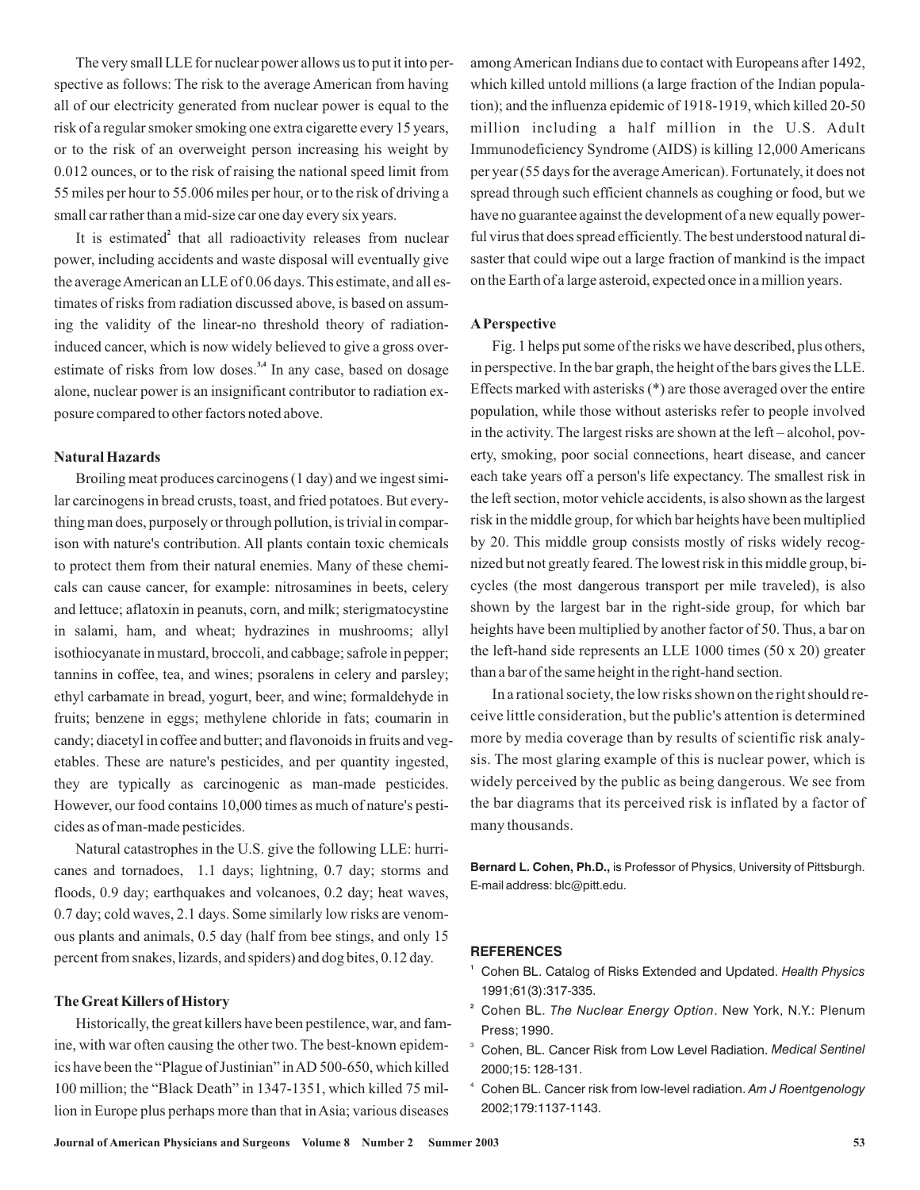The very small LLE for nuclear power allows us to put it into perspective as follows: The risk to the average American from having all of our electricity generated from nuclear power is equal to the risk of a regular smoker smoking one extra cigarette every 15 years, or to the risk of an overweight person increasing his weight by 0.012 ounces, or to the risk of raising the national speed limit from 55 miles per hour to 55.006 miles per hour, or to the risk of driving a small car rather than a mid-size car one day every six years.

It is estimated[2] that all radioactivity releases from nuclear power, including accidents and waste disposal will eventually give the average American an LLE of 0.06 days. This estimate, and all estimates of risks from radiation discussed above, is based on assuming the validity of the linear-no threshold theory of radiation-induced cancer, which is now widely believed to give a gross overestimate of risks from low doses.[3,4] In any case, based on dosage alone, nuclear power is an insignificant contributor to radiation exposure compared to other factors noted above.

### Natural Hazards

Broiling meat produces carcinogens (1 day) and we ingest similar carcinogens in bread crusts, toast, and fried potatoes. But everything man does, purposely or through pollution, is trivial in comparison with nature's contribution. All plants contain toxic chemicals to protect them from their natural enemies. Many of these chemicals can cause cancer, for example: nitrosamines in beets, celery and lettuce; aflatoxin in peanuts, corn, and milk; sterigmatocystine in salami, ham, and wheat; hydrazines in mushrooms; allyl isothiocyanate in mustard, broccoli, and cabbage; safrole in pepper; tannins in coffee, tea, and wines; psoralens in celery and parsley; ethyl carbamate in bread, yogurt, beer, and wine; formaldehyde in fruits; benzene in eggs; methylene chloride in fats; coumarin in candy; diacetyl in coffee and butter; and flavonoids in fruits and vegetables. These are nature's pesticides, and per quantity ingested, they are typically as carcinogenic as man-made pesticides. However, our food contains 10,000 times as much of nature's pesticides as of man-made pesticides.

Natural catastrophes in the U.S. give the following LLE: hurricanes and tornadoes, 1.1 days; lightning, 0.7 day; storms and floods, 0.9 day; earthquakes and volcanoes, 0.2 day; heat waves, 0.7 day; cold waves, 2.1 days. Some similarly low risks are venomous plants and animals, 0.5 day (half from bee stings, and only 15 percent from snakes, lizards, and spiders) and dog bites, 0.12 day.

### The Great Killers of History

Historically, the great killers have been pestilence, war, and famine, with war often causing the other two. The best-known epidemics have been the "Plague of Justinian" in AD 500-650, which killed 100 million; the "Black Death" in 1347-1351, which killed 75 million in Europe plus perhaps more than that in Asia; various diseases among American Indians due to contact with Europeans after 1492, which killed untold millions (a large fraction of the Indian population); and the influenza epidemic of 1918-1919, which killed 20-50 million including a half million in the U.S. Adult Immunodeficiency Syndrome (AIDS) is killing 12,000 Americans per year (55 days for the average American). Fortunately, it does not spread through such efficient channels as coughing or food, but we have no guarantee against the development of a new equally powerful virus that does spread efficiently. The best understood natural disaster that could wipe out a large fraction of mankind is the impact on the Earth of a large asteroid, expected once in a million years.

### A Perspective

Fig. 1 helps put some of the risks we have described, plus others, in perspective. In the bar graph, the height of the bars gives the LLE. Effects marked with asterisks (*) are those averaged over the entire population, while those without asterisks refer to people involved in the activity. The largest risks are shown at the left – alcohol, poverty, smoking, poor social connections, heart disease, and cancer each take years off a person's life expectancy. The smallest risk in the left section, motor vehicle accidents, is also shown as the largest risk in the middle group, for which bar heights have been multiplied by 20. This middle group consists mostly of risks widely recognized but not greatly feared. The lowest risk in this middle group, bicycles (the most dangerous transport per mile traveled), is also shown by the largest bar in the right-side group, for which bar heights have been multiplied by another factor of 50. Thus, a bar on the left-hand side represents an LLE 1000 times (50 x 20) greater than a bar of the same height in the right-hand section.

In a rational society, the low risks shown on the right should receive little consideration, but the public's attention is determined more by media coverage than by results of scientific risk analysis. The most glaring example of this is nuclear power, which is widely perceived by the public as being dangerous. We see from the bar diagrams that its perceived risk is inflated by a factor of many thousands.

**Bernard L. Cohen, Ph.D.,** is Professor of Physics, University of Pittsburgh. E-mail address: blc@pitt.edu.

### REFERENCES

1. Cohen BL. Catalog of Risks Extended and Updated. *Health Physics* 1991;61(3):317-335.
2. Cohen BL. *The Nuclear Energy Option*. New York, N.Y.: Plenum Press; 1990.
3. Cohen, BL. Cancer Risk from Low Level Radiation. *Medical Sentinel* 2000;15: 128-131.
4. Cohen BL. Cancer risk from low-level radiation. *Am J Roentgenology* 2002;179:1137-1143.